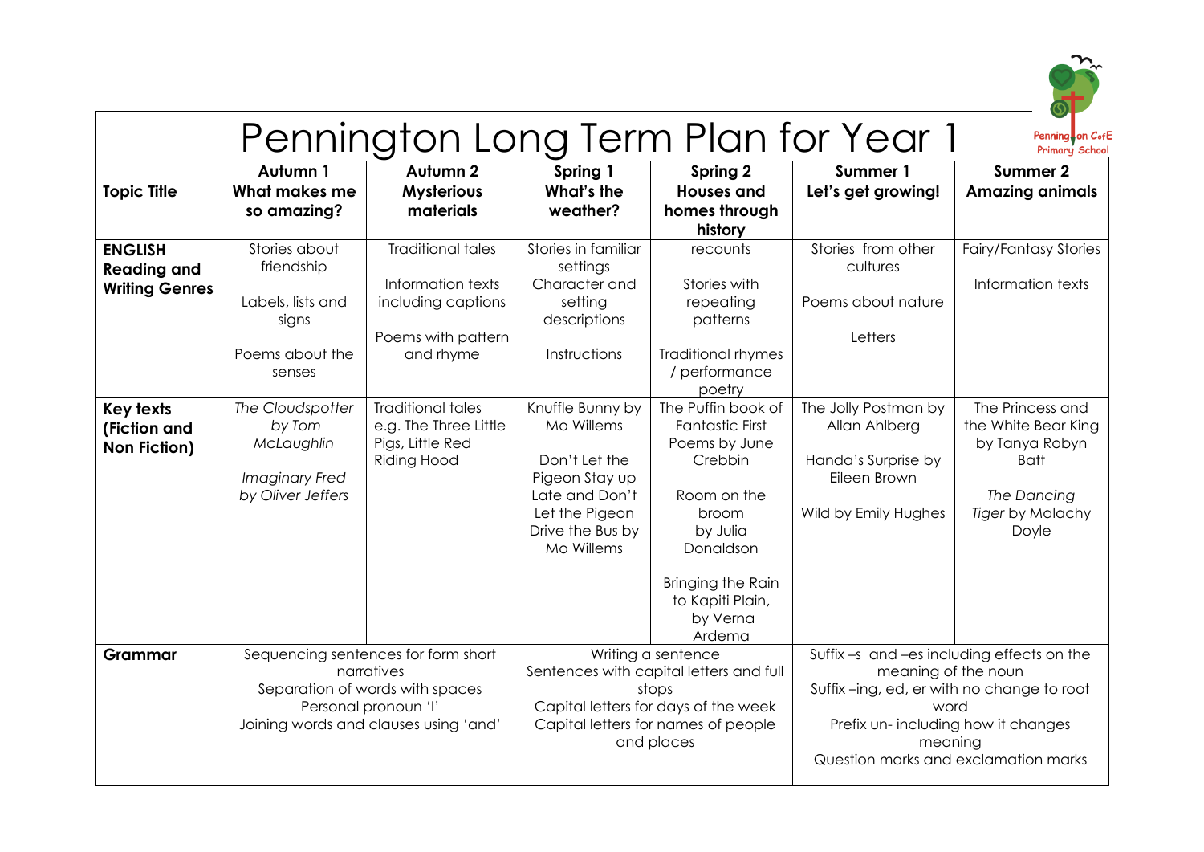# Pennington Long Term Plan for Year 1

| | Autumn 1 | Autumn 2 | Spring 1 | Spring 2 | Summer 1 | Summer 2 |
|---|---|---|---|---|---|---|
| **Topic Title** | **What makes me so amazing?** | **Mysterious materials** | **What's the weather?** | **Houses and homes through history** | **Let's get growing!** | **Amazing animals** |
| **ENGLISH Reading and Writing Genres** | Stories about friendship<br><br>Labels, lists and signs<br><br>Poems about the senses | Traditional tales<br><br>Information texts including captions<br><br>Poems with pattern and rhyme | Stories in familiar settings<br>Character and setting descriptions<br><br>Instructions | recounts<br><br>Stories with repeating patterns<br><br>Traditional rhymes / performance poetry | Stories from other cultures<br><br>Poems about nature<br><br>Letters | Fairy/Fantasy Stories<br><br>Information texts |
| **Key texts (Fiction and Non Fiction)** | *The Cloudspotter by Tom McLaughlin*<br><br>*Imaginary Fred by Oliver Jeffers* | Traditional tales e.g. The Three Little Pigs, Little Red Riding Hood | Knuffle Bunny by Mo Willems<br><br>Don't Let the Pigeon Stay up Late and Don't Let the Pigeon Drive the Bus by Mo Willems | The Puffin book of Fantastic First Poems by June Crebbin<br><br>Room on the broom by Julia Donaldson<br><br>Bringing the Rain to Kapiti Plain, by Verna Ardema | The Jolly Postman by Allan Ahlberg<br><br>Handa's Surprise by Eileen Brown<br><br>Wild by Emily Hughes | The Princess and the White Bear King by Tanya Robyn Batt<br><br>*The Dancing Tiger* by Malachy Doyle |
| **Grammar** | Sequencing sentences for form short narratives<br>Separation of words with spaces<br>Personal pronoun 'I'<br>Joining words and clauses using 'and' | | Writing a sentence<br>Sentences with capital letters and full stops<br>Capital letters for days of the week<br>Capital letters for names of people and places | | Suffix –s and –es including effects on the meaning of the noun<br>Suffix –ing, ed, er with no change to root word<br>Prefix un- including how it changes meaning<br>Question marks and exclamation marks | |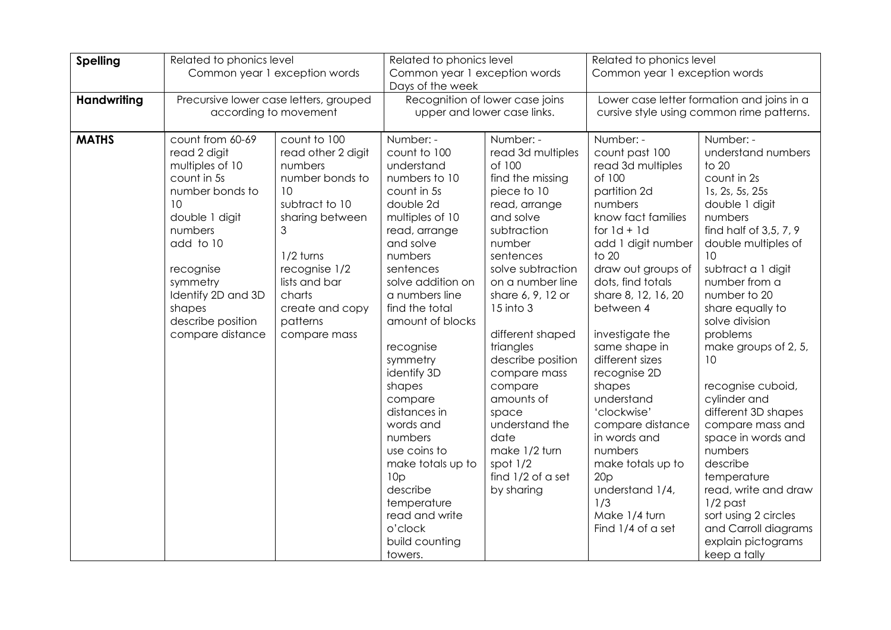| **Spelling** | Related to phonics level<br>Common year 1 exception words | | Related to phonics level<br>Common year 1 exception words<br>Days of the week | | Related to phonics level<br>Common year 1 exception words | |
|---|---|---|---|---|---|---|
| **Handwriting** | Precursive lower case letters, grouped according to movement | | Recognition of lower case joins upper and lower case links. | | Lower case letter formation and joins in a cursive style using common rime patterns. | |
| **MATHS** | count from 60-69<br>read 2 digit multiples of 10<br>count in 5s<br>number bonds to 10<br>double 1 digit numbers<br>add to 10<br><br>recognise symmetry<br>Identify 2D and 3D shapes<br>describe position<br>compare distance | count to 100<br>read other 2 digit numbers<br>number bonds to 10<br>subtract to 10<br>sharing between 3<br><br>1/2 turns<br>recognise 1/2<br>lists and bar charts<br>create and copy patterns<br>compare mass | Number: -<br>count to 100<br>understand numbers to 10<br>count in 5s<br>double 2d multiples of 10<br>read, arrange and solve numbers sentences<br>solve addition on a numbers line<br>find the total amount of blocks<br><br>recognise symmetry<br>identify 3D shapes<br>compare distances in words and numbers<br>use coins to make totals up to 10p<br>describe temperature<br>read and write o'clock<br>build counting towers. | Number: -<br>read 3d multiples of 100<br>find the missing piece to 10<br>read, arrange and solve subtraction number sentences<br>solve subtraction on a number line<br>share 6, 9, 12 or 15 into 3<br><br>different shaped triangles<br>describe position<br>compare mass<br>compare amounts of space<br>understand the date<br>make 1/2 turn<br>spot 1/2<br>find 1/2 of a set by sharing | Number: -<br>count past 100<br>read 3d multiples of 100<br>partition 2d numbers<br>know fact families for 1d + 1d<br>add 1 digit number to 20<br>draw out groups of dots, find totals<br>share 8, 12, 16, 20 between 4<br><br>investigate the same shape in different sizes<br>recognise 2D shapes<br>understand 'clockwise'<br>compare distance in words and numbers<br>make totals up to 20p<br>understand 1/4, 1/3<br>Make 1/4 turn<br>Find 1/4 of a set | Number: -<br>understand numbers to 20<br>count in 2s<br>1s, 2s, 5s, 25s<br>double 1 digit numbers<br>find half of 3,5, 7, 9<br>double multiples of 10<br>subtract a 1 digit number from a number to 20<br>share equally to solve division problems<br>make groups of 2, 5, 10<br><br>recognise cuboid, cylinder and different 3D shapes<br>compare mass and space in words and numbers<br>describe temperature<br>read, write and draw 1/2 past<br>sort using 2 circles and Carroll diagrams<br>explain pictograms<br>keep a tally |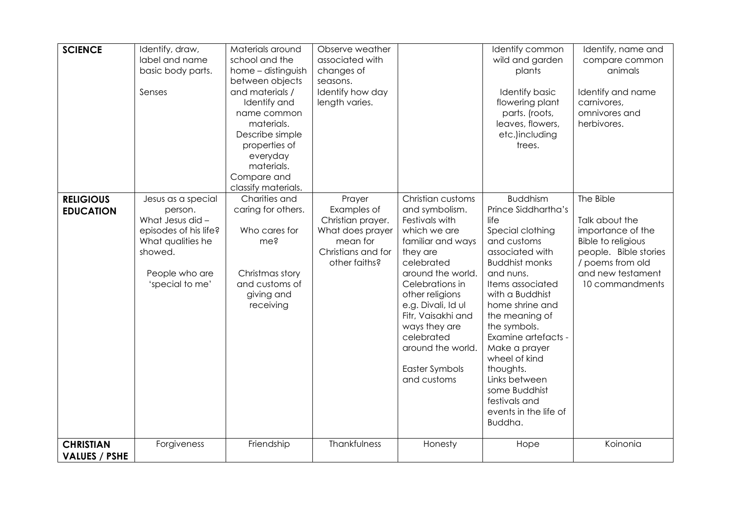| | | | | | | |
|---|---|---|---|---|---|---|
| **SCIENCE** | Identify, draw, label and name basic body parts.<br><br>Senses | Materials around school and the home – distinguish between objects and materials / Identify and name common materials. Describe simple properties of everyday materials. Compare and classify materials. | Observe weather associated with changes of seasons. Identify how day length varies. | | Identify common wild and garden plants<br><br>Identify basic flowering plant parts. (roots, leaves, flowers, etc.)including trees. | Identify, name and compare common animals<br><br>Identify and name carnivores, omnivores and herbivores. |
| **RELIGIOUS EDUCATION** | Jesus as a special person. What Jesus did – episodes of his life? What qualities he showed.<br><br>People who are 'special to me' | Charities and caring for others.<br><br>Who cares for me?<br><br>Christmas story and customs of giving and receiving | Prayer Examples of Christian prayer. What does prayer mean for Christians and for other faiths? | Christian customs and symbolism. Festivals with which we are familiar and ways they are celebrated around the world. Celebrations in other religions e.g. Divali, Id ul Fitr, Vaisakhi and ways they are celebrated around the world.<br><br>Easter Symbols and customs | Buddhism Prince Siddhartha's life Special clothing and customs associated with Buddhist monks and nuns. Items associated with a Buddhist home shrine and the meaning of the symbols. Examine artefacts - Make a prayer wheel of kind thoughts. Links between some Buddhist festivals and events in the life of Buddha. | The Bible<br><br>Talk about the importance of the Bible to religious people. Bible stories / poems from old and new testament 10 commandments |
| **CHRISTIAN VALUES / PSHE** | Forgiveness | Friendship | Thankfulness | Honesty | Hope | Koinonia |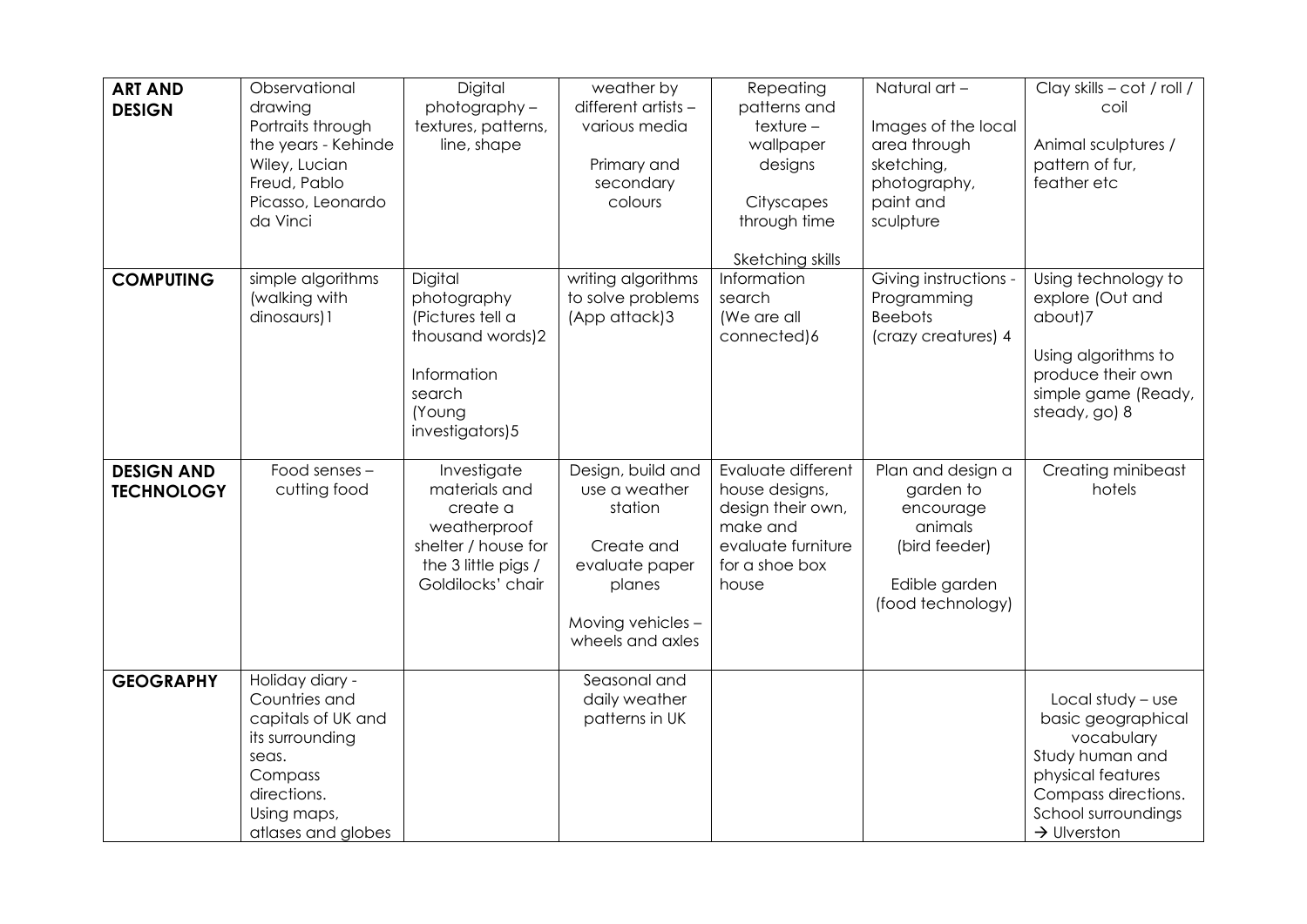| | | | | | | |
|---|---|---|---|---|---|---|
| **ART AND DESIGN** | Observational drawing<br>Portraits through the years - Kehinde Wiley, Lucian Freud, Pablo Picasso, Leonardo da Vinci | Digital photography – textures, patterns, line, shape | weather by different artists – various media<br><br>Primary and secondary colours | Repeating patterns and texture – wallpaper designs<br><br>Cityscapes through time<br><br>Sketching skills | Natural art –<br><br>Images of the local area through sketching, photography, paint and sculpture | Clay skills – cot / roll / coil<br><br>Animal sculptures / pattern of fur, feather etc |
| **COMPUTING** | simple algorithms (walking with dinosaurs)1 | Digital photography (Pictures tell a thousand words)2<br><br>Information search (Young investigators)5 | writing algorithms to solve problems (App attack)3 | Information search (We are all connected)6 | Giving instructions - Programming Beebots (crazy creatures) 4 | Using technology to explore (Out and about)7<br><br>Using algorithms to produce their own simple game (Ready, steady, go) 8 |
| **DESIGN AND TECHNOLOGY** | Food senses – cutting food | Investigate materials and create a weatherproof shelter / house for the 3 little pigs / Goldilocks' chair | Design, build and use a weather station<br><br>Create and evaluate paper planes<br><br>Moving vehicles – wheels and axles | Evaluate different house designs, design their own, make and evaluate furniture for a shoe box house | Plan and design a garden to encourage animals (bird feeder)<br><br>Edible garden (food technology) | Creating minibeast hotels |
| **GEOGRAPHY** | Holiday diary - Countries and capitals of UK and its surrounding seas.<br>Compass directions.<br>Using maps, atlases and globes | | Seasonal and daily weather patterns in UK | | | Local study – use basic geographical vocabulary<br>Study human and physical features<br>Compass directions.<br>School surroundings → Ulverston |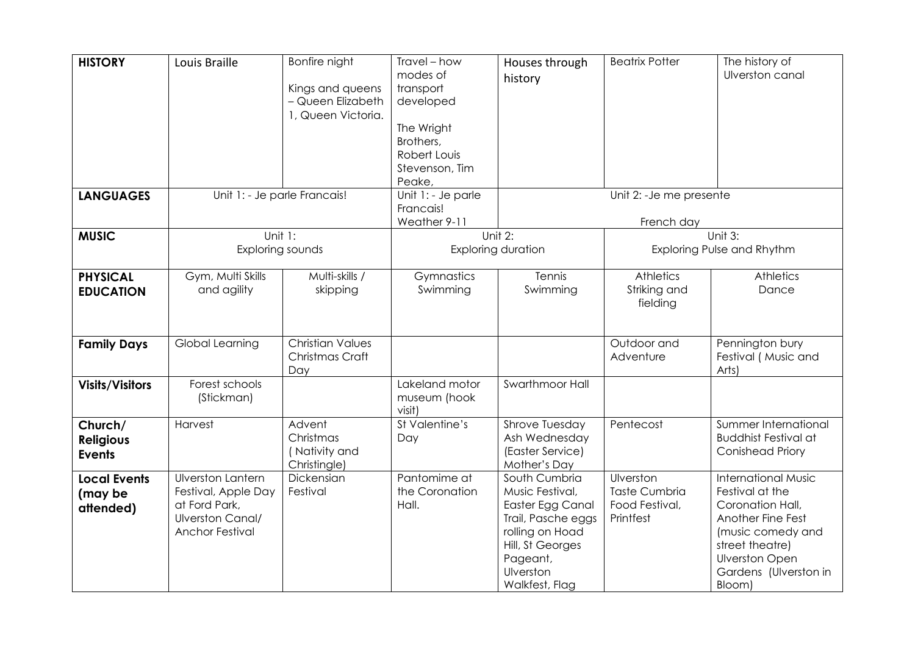| **HISTORY** | Louis Braille | Bonfire night<br><br>Kings and queens – Queen Elizabeth 1, Queen Victoria. | Travel – how modes of transport developed<br><br>The Wright Brothers, Robert Louis Stevenson, Tim Peake, | Houses through history | Beatrix Potter | The history of Ulverston canal |
|---|---|---|---|---|---|---|
| **LANGUAGES** | Unit 1: - Je parle Francais! | | Unit 1: - Je parle Francais!<br>Weather 9-11 | Unit 2: -Je me presente<br><br>French day | | |
| **MUSIC** | Unit 1:<br>Exploring sounds | | Unit 2:<br>Exploring duration | | Unit 3:<br>Exploring Pulse and Rhythm | |
| **PHYSICAL EDUCATION** | Gym, Multi Skills and agility | Multi-skills / skipping | Gymnastics<br>Swimming | Tennis<br>Swimming | Athletics<br>Striking and fielding | Athletics<br>Dance |
| **Family Days** | Global Learning | Christian Values<br>Christmas Craft Day | | | Outdoor and Adventure | Pennington bury Festival ( Music and Arts) |
| **Visits/Visitors** | Forest schools (Stickman) | | Lakeland motor museum (hook visit) | Swarthmoor Hall | | |
| **Church/ Religious Events** | Harvest | Advent<br>Christmas<br>( Nativity and Christingle) | St Valentine's Day | Shrove Tuesday<br>Ash Wednesday<br>(Easter Service)<br>Mother's Day | Pentecost | Summer International Buddhist Festival at Conishead Priory |
| **Local Events (may be attended)** | Ulverston Lantern Festival, Apple Day at Ford Park, Ulverston Canal/ Anchor Festival | Dickensian Festival | Pantomime at the Coronation Hall. | South Cumbria Music Festival, Easter Egg Canal Trail, Pasche eggs rolling on Hoad Hill, St Georges Pageant, Ulverston Walkfest, Flag | Ulverston Taste Cumbria Food Festival, Printfest | International Music Festival at the Coronation Hall, Another Fine Fest (music comedy and street theatre) Ulverston Open Gardens (Ulverston in Bloom) |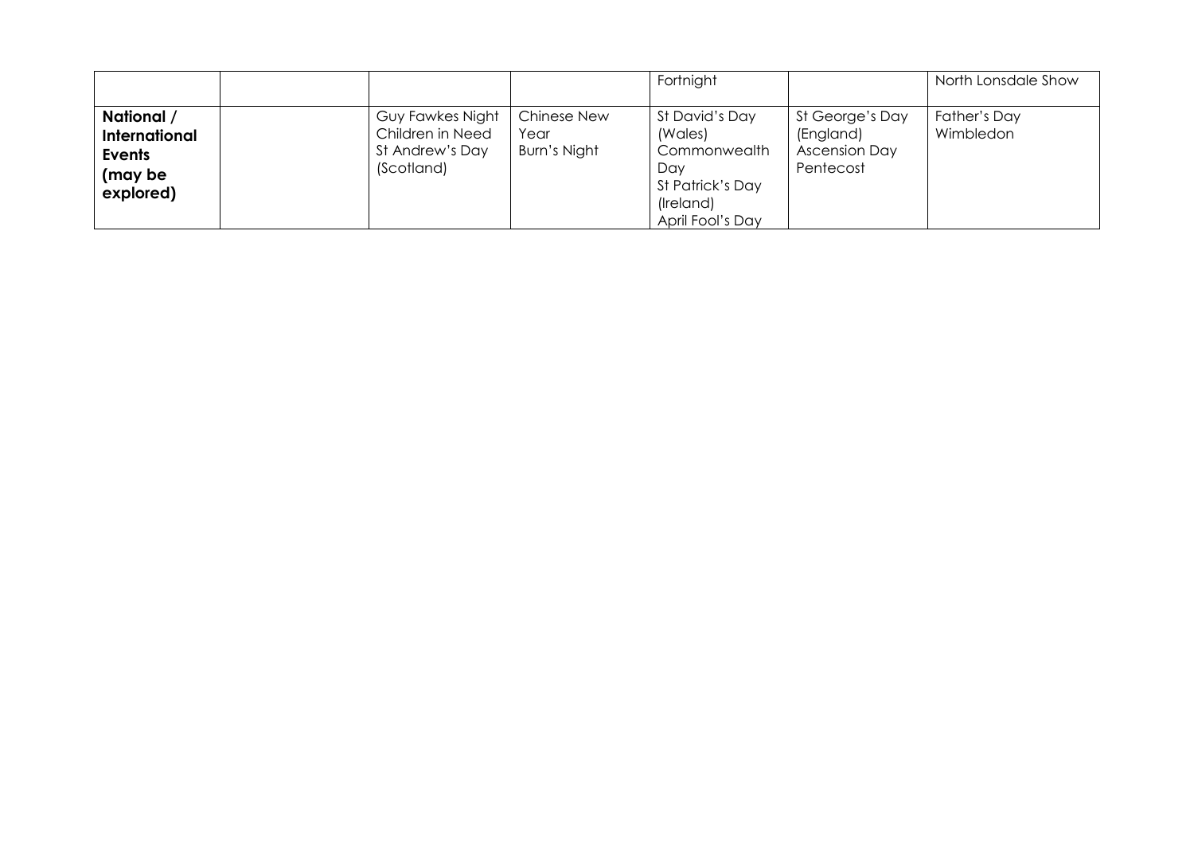| | | | | | | |
|---|---|---|---|---|---|---|
| | | | | Fortnight | | North Lonsdale Show |
| **National / International Events (may be explored)** | | Guy Fawkes Night<br>Children in Need<br>St Andrew's Day (Scotland) | Chinese New Year<br>Burn's Night | St David's Day (Wales)<br>Commonwealth Day<br>St Patrick's Day (Ireland)<br>April Fool's Day | St George's Day (England)<br>Ascension Day<br>Pentecost | Father's Day<br>Wimbledon |